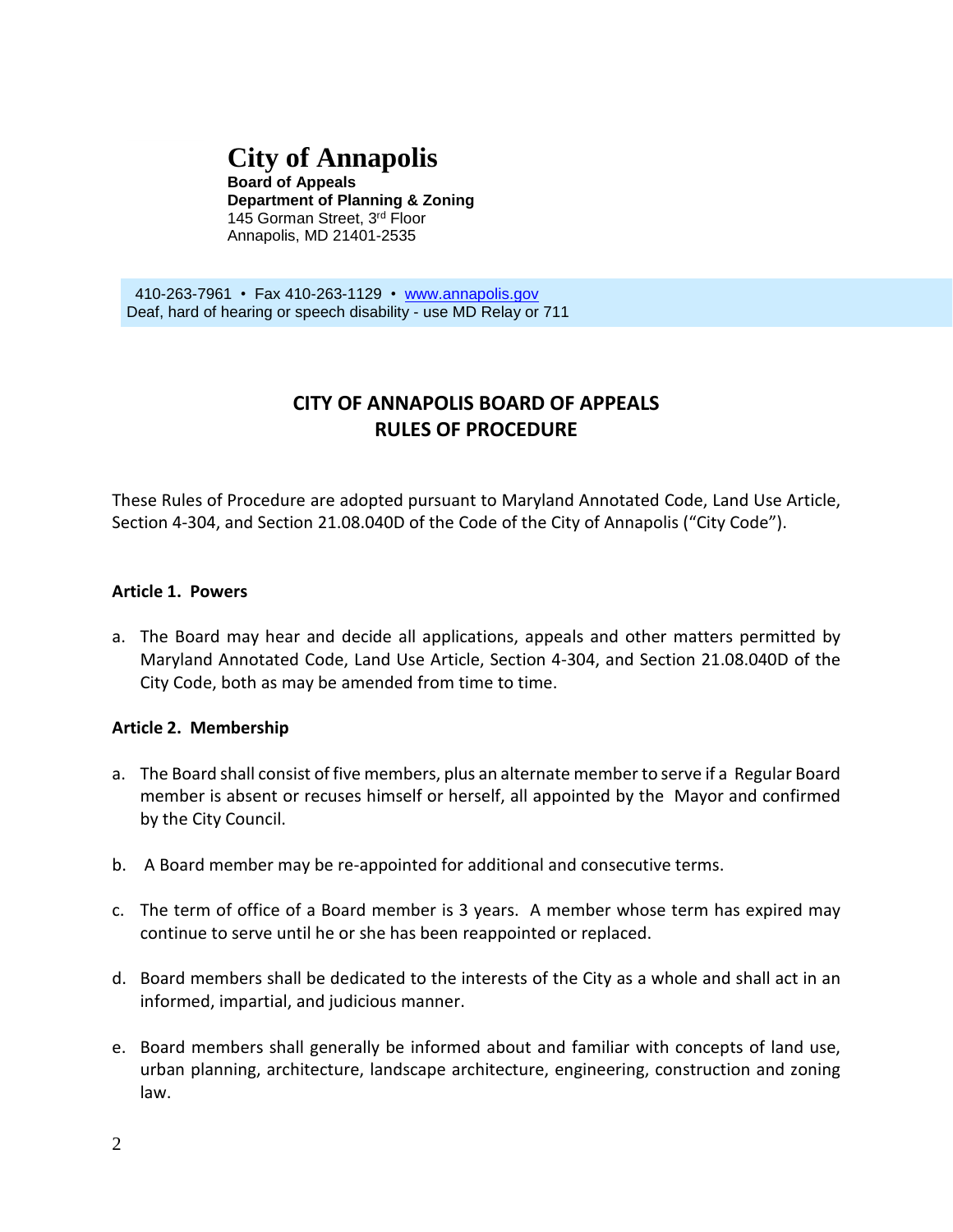# City of Annapolis

**Board of Appeals**
**Department of Planning & Zoning**
145 Gorman Street, 3rd Floor
Annapolis, MD 21401-2535

410-263-7961 • Fax 410-263-1129 • www.annapolis.gov
Deaf, hard of hearing or speech disability - use MD Relay or 711

## CITY OF ANNAPOLIS BOARD OF APPEALS
## RULES OF PROCEDURE

These Rules of Procedure are adopted pursuant to Maryland Annotated Code, Land Use Article, Section 4-304, and Section 21.08.040D of the Code of the City of Annapolis ("City Code").

### Article 1. Powers

a. The Board may hear and decide all applications, appeals and other matters permitted by Maryland Annotated Code, Land Use Article, Section 4-304, and Section 21.08.040D of the City Code, both as may be amended from time to time.

### Article 2. Membership

a. The Board shall consist of five members, plus an alternate member to serve if a Regular Board member is absent or recuses himself or herself, all appointed by the Mayor and confirmed by the City Council.

b. A Board member may be re-appointed for additional and consecutive terms.

c. The term of office of a Board member is 3 years. A member whose term has expired may continue to serve until he or she has been reappointed or replaced.

d. Board members shall be dedicated to the interests of the City as a whole and shall act in an informed, impartial, and judicious manner.

e. Board members shall generally be informed about and familiar with concepts of land use, urban planning, architecture, landscape architecture, engineering, construction and zoning law.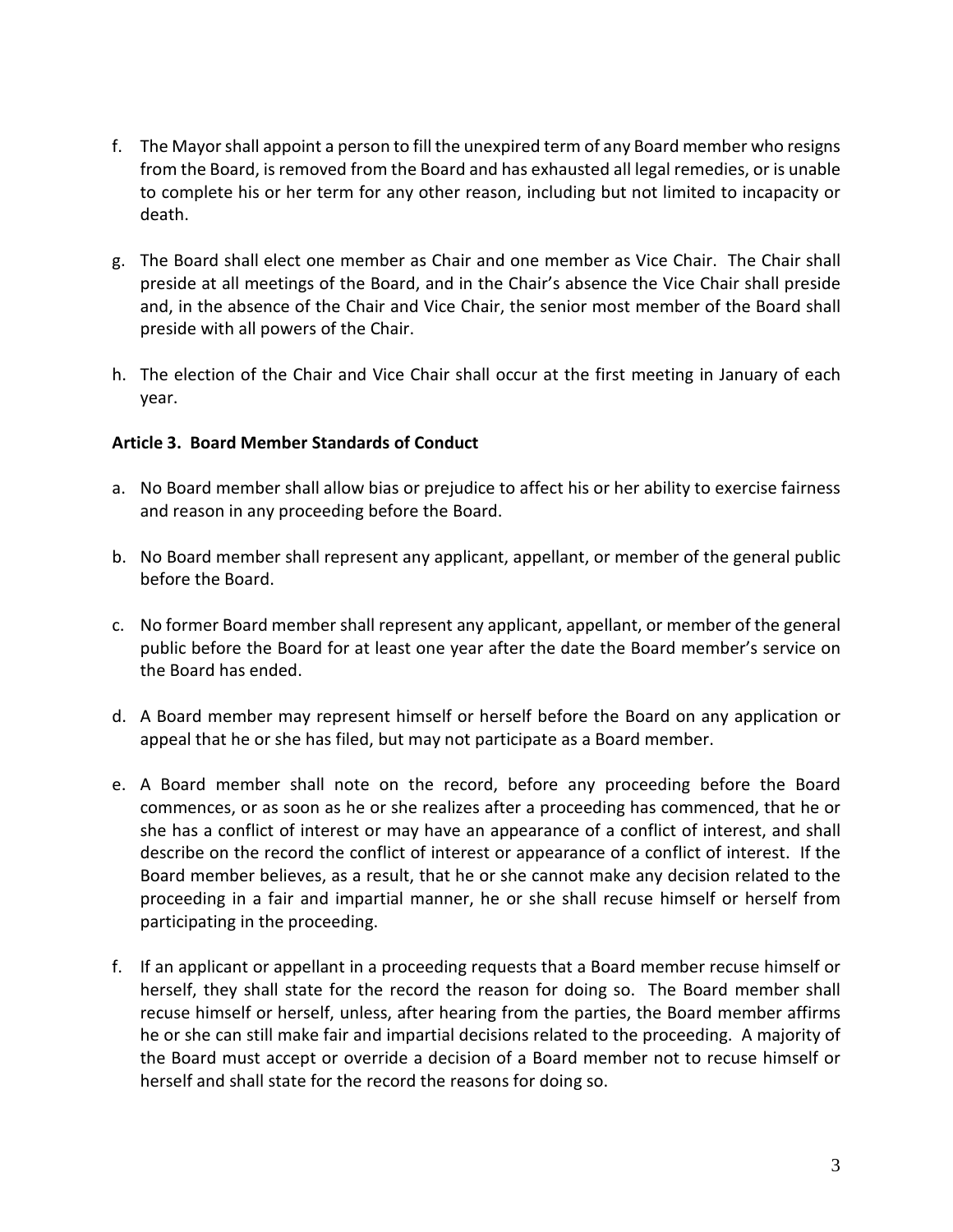f. The Mayor shall appoint a person to fill the unexpired term of any Board member who resigns from the Board, is removed from the Board and has exhausted all legal remedies, or is unable to complete his or her term for any other reason, including but not limited to incapacity or death.

g. The Board shall elect one member as Chair and one member as Vice Chair. The Chair shall preside at all meetings of the Board, and in the Chair's absence the Vice Chair shall preside and, in the absence of the Chair and Vice Chair, the senior most member of the Board shall preside with all powers of the Chair.

h. The election of the Chair and Vice Chair shall occur at the first meeting in January of each year.

**Article 3. Board Member Standards of Conduct**

a. No Board member shall allow bias or prejudice to affect his or her ability to exercise fairness and reason in any proceeding before the Board.

b. No Board member shall represent any applicant, appellant, or member of the general public before the Board.

c. No former Board member shall represent any applicant, appellant, or member of the general public before the Board for at least one year after the date the Board member's service on the Board has ended.

d. A Board member may represent himself or herself before the Board on any application or appeal that he or she has filed, but may not participate as a Board member.

e. A Board member shall note on the record, before any proceeding before the Board commences, or as soon as he or she realizes after a proceeding has commenced, that he or she has a conflict of interest or may have an appearance of a conflict of interest, and shall describe on the record the conflict of interest or appearance of a conflict of interest. If the Board member believes, as a result, that he or she cannot make any decision related to the proceeding in a fair and impartial manner, he or she shall recuse himself or herself from participating in the proceeding.

f. If an applicant or appellant in a proceeding requests that a Board member recuse himself or herself, they shall state for the record the reason for doing so. The Board member shall recuse himself or herself, unless, after hearing from the parties, the Board member affirms he or she can still make fair and impartial decisions related to the proceeding. A majority of the Board must accept or override a decision of a Board member not to recuse himself or herself and shall state for the record the reasons for doing so.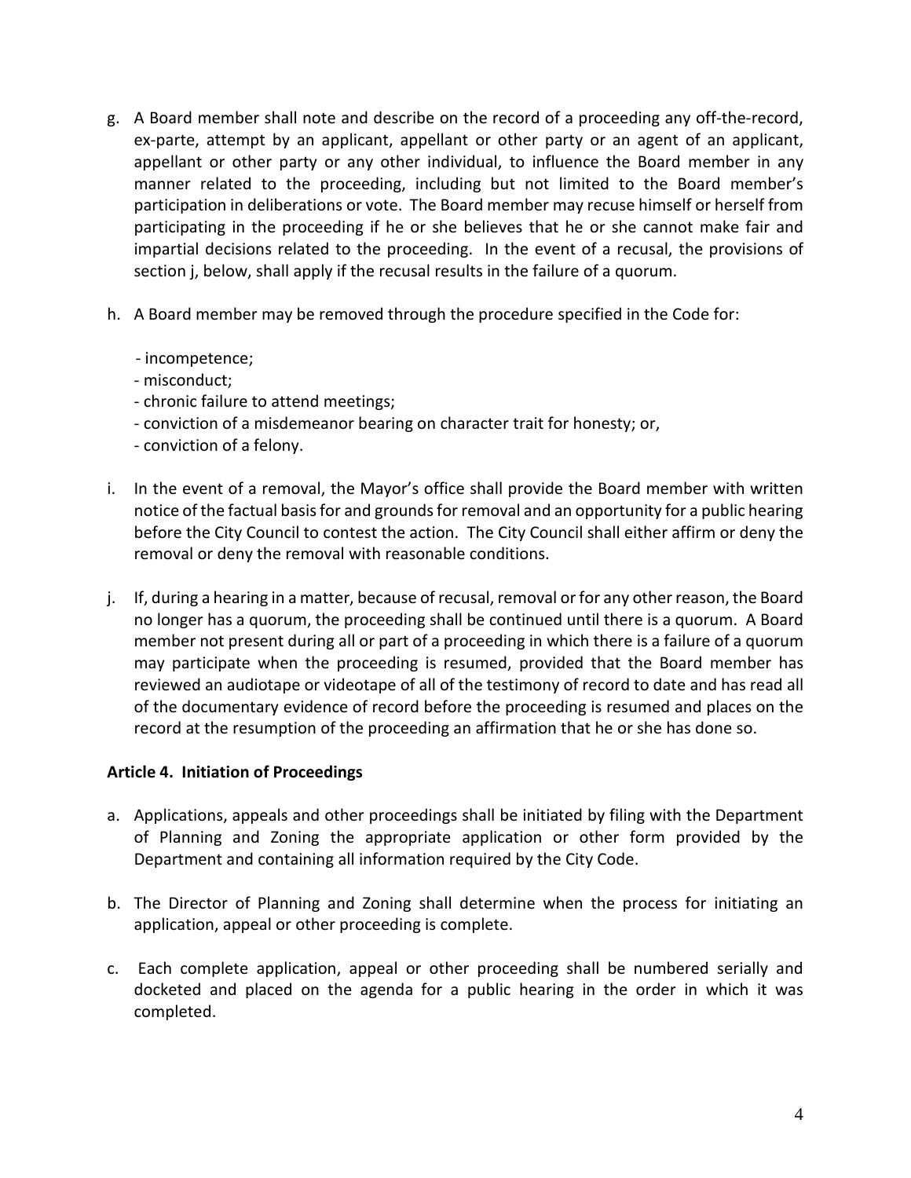g. A Board member shall note and describe on the record of a proceeding any off-the-record, ex-parte, attempt by an applicant, appellant or other party or an agent of an applicant, appellant or other party or any other individual, to influence the Board member in any manner related to the proceeding, including but not limited to the Board member's participation in deliberations or vote. The Board member may recuse himself or herself from participating in the proceeding if he or she believes that he or she cannot make fair and impartial decisions related to the proceeding. In the event of a recusal, the provisions of section j, below, shall apply if the recusal results in the failure of a quorum.

h. A Board member may be removed through the procedure specified in the Code for:

   - incompetence;
   - misconduct;
   - chronic failure to attend meetings;
   - conviction of a misdemeanor bearing on character trait for honesty; or,
   - conviction of a felony.

i. In the event of a removal, the Mayor's office shall provide the Board member with written notice of the factual basis for and grounds for removal and an opportunity for a public hearing before the City Council to contest the action. The City Council shall either affirm or deny the removal or deny the removal with reasonable conditions.

j. If, during a hearing in a matter, because of recusal, removal or for any other reason, the Board no longer has a quorum, the proceeding shall be continued until there is a quorum. A Board member not present during all or part of a proceeding in which there is a failure of a quorum may participate when the proceeding is resumed, provided that the Board member has reviewed an audiotape or videotape of all of the testimony of record to date and has read all of the documentary evidence of record before the proceeding is resumed and places on the record at the resumption of the proceeding an affirmation that he or she has done so.

**Article 4. Initiation of Proceedings**

a. Applications, appeals and other proceedings shall be initiated by filing with the Department of Planning and Zoning the appropriate application or other form provided by the Department and containing all information required by the City Code.

b. The Director of Planning and Zoning shall determine when the process for initiating an application, appeal or other proceeding is complete.

c. Each complete application, appeal or other proceeding shall be numbered serially and docketed and placed on the agenda for a public hearing in the order in which it was completed.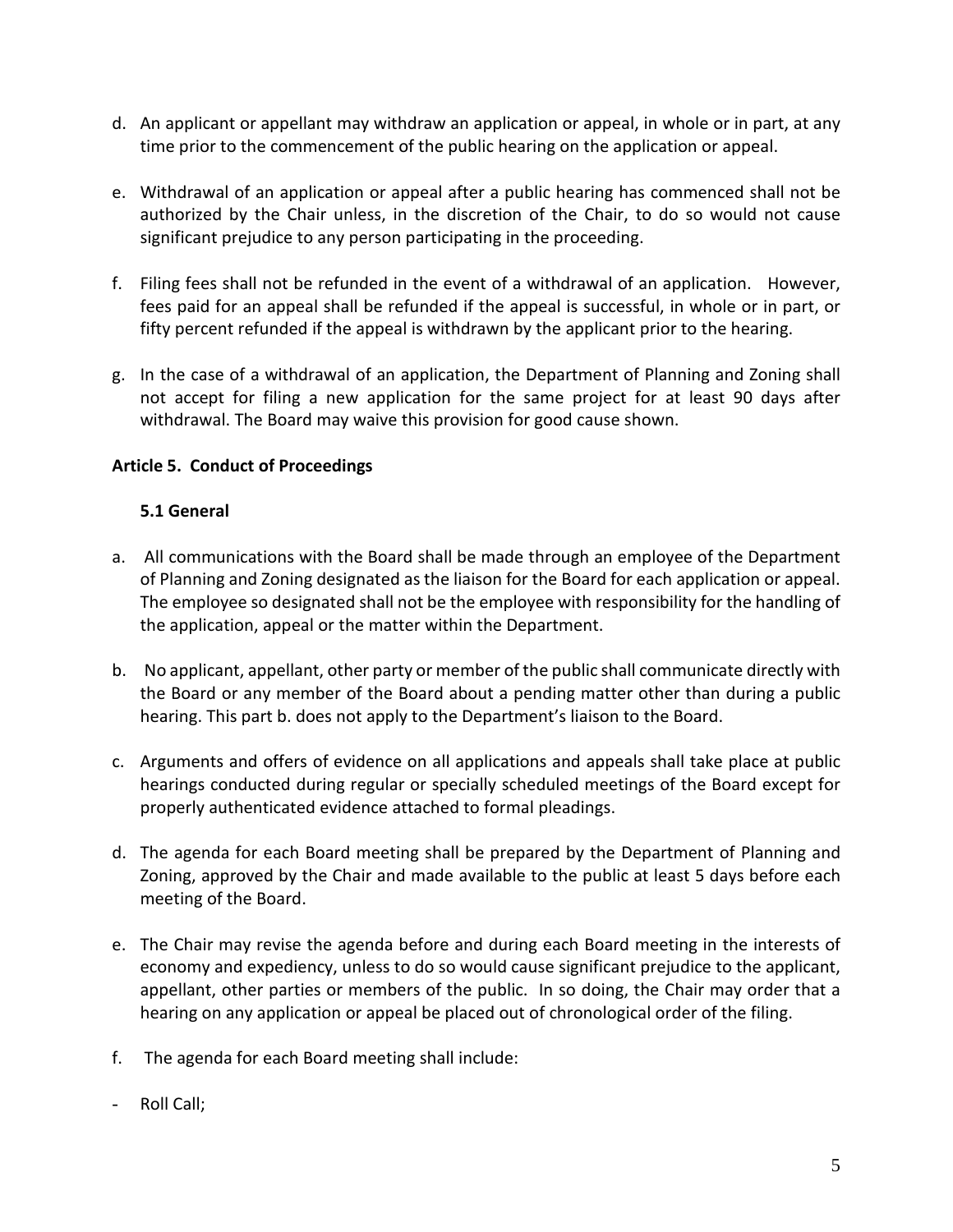d. An applicant or appellant may withdraw an application or appeal, in whole or in part, at any time prior to the commencement of the public hearing on the application or appeal.

e. Withdrawal of an application or appeal after a public hearing has commenced shall not be authorized by the Chair unless, in the discretion of the Chair, to do so would not cause significant prejudice to any person participating in the proceeding.

f. Filing fees shall not be refunded in the event of a withdrawal of an application. However, fees paid for an appeal shall be refunded if the appeal is successful, in whole or in part, or fifty percent refunded if the appeal is withdrawn by the applicant prior to the hearing.

g. In the case of a withdrawal of an application, the Department of Planning and Zoning shall not accept for filing a new application for the same project for at least 90 days after withdrawal. The Board may waive this provision for good cause shown.

## Article 5. Conduct of Proceedings

### 5.1 General

a. All communications with the Board shall be made through an employee of the Department of Planning and Zoning designated as the liaison for the Board for each application or appeal. The employee so designated shall not be the employee with responsibility for the handling of the application, appeal or the matter within the Department.

b. No applicant, appellant, other party or member of the public shall communicate directly with the Board or any member of the Board about a pending matter other than during a public hearing. This part b. does not apply to the Department's liaison to the Board.

c. Arguments and offers of evidence on all applications and appeals shall take place at public hearings conducted during regular or specially scheduled meetings of the Board except for properly authenticated evidence attached to formal pleadings.

d. The agenda for each Board meeting shall be prepared by the Department of Planning and Zoning, approved by the Chair and made available to the public at least 5 days before each meeting of the Board.

e. The Chair may revise the agenda before and during each Board meeting in the interests of economy and expediency, unless to do so would cause significant prejudice to the applicant, appellant, other parties or members of the public. In so doing, the Chair may order that a hearing on any application or appeal be placed out of chronological order of the filing.

f. The agenda for each Board meeting shall include:

- Roll Call;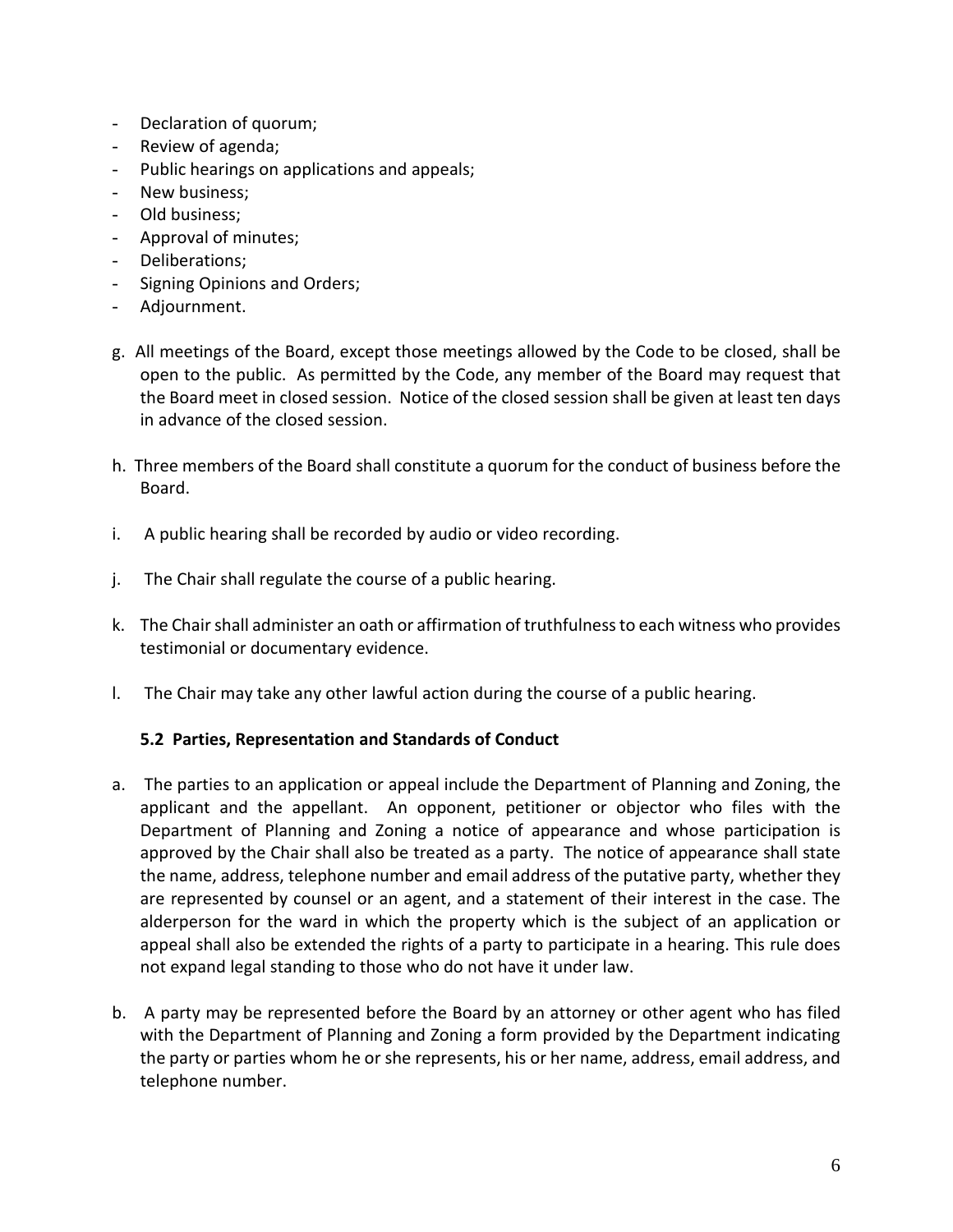- Declaration of quorum;
- Review of agenda;
- Public hearings on applications and appeals;
- New business;
- Old business;
- Approval of minutes;
- Deliberations;
- Signing Opinions and Orders;
- Adjournment.

g. All meetings of the Board, except those meetings allowed by the Code to be closed, shall be open to the public. As permitted by the Code, any member of the Board may request that the Board meet in closed session. Notice of the closed session shall be given at least ten days in advance of the closed session.

h. Three members of the Board shall constitute a quorum for the conduct of business before the Board.

i. A public hearing shall be recorded by audio or video recording.

j. The Chair shall regulate the course of a public hearing.

k. The Chair shall administer an oath or affirmation of truthfulness to each witness who provides testimonial or documentary evidence.

l. The Chair may take any other lawful action during the course of a public hearing.

### 5.2 Parties, Representation and Standards of Conduct

a. The parties to an application or appeal include the Department of Planning and Zoning, the applicant and the appellant. An opponent, petitioner or objector who files with the Department of Planning and Zoning a notice of appearance and whose participation is approved by the Chair shall also be treated as a party. The notice of appearance shall state the name, address, telephone number and email address of the putative party, whether they are represented by counsel or an agent, and a statement of their interest in the case. The alderperson for the ward in which the property which is the subject of an application or appeal shall also be extended the rights of a party to participate in a hearing. This rule does not expand legal standing to those who do not have it under law.

b. A party may be represented before the Board by an attorney or other agent who has filed with the Department of Planning and Zoning a form provided by the Department indicating the party or parties whom he or she represents, his or her name, address, email address, and telephone number.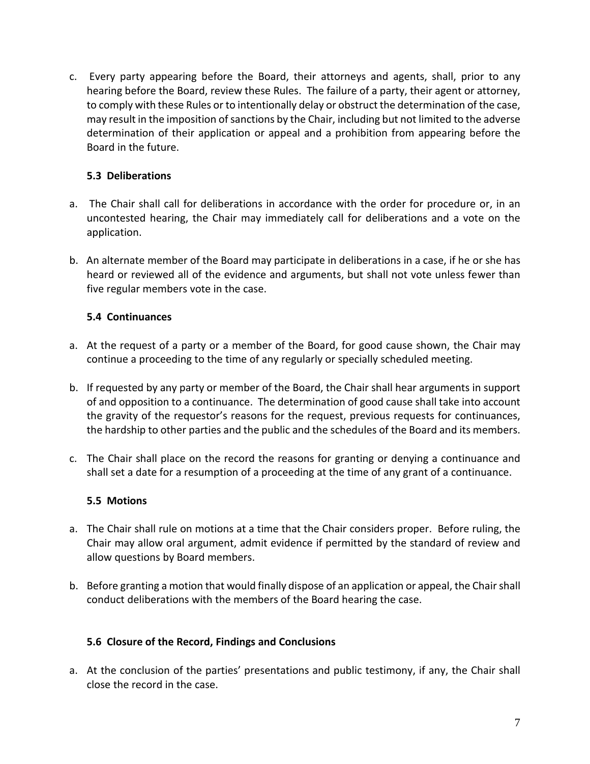c. Every party appearing before the Board, their attorneys and agents, shall, prior to any hearing before the Board, review these Rules. The failure of a party, their agent or attorney, to comply with these Rules or to intentionally delay or obstruct the determination of the case, may result in the imposition of sanctions by the Chair, including but not limited to the adverse determination of their application or appeal and a prohibition from appearing before the Board in the future.

### 5.3 Deliberations

a. The Chair shall call for deliberations in accordance with the order for procedure or, in an uncontested hearing, the Chair may immediately call for deliberations and a vote on the application.

b. An alternate member of the Board may participate in deliberations in a case, if he or she has heard or reviewed all of the evidence and arguments, but shall not vote unless fewer than five regular members vote in the case.

### 5.4 Continuances

a. At the request of a party or a member of the Board, for good cause shown, the Chair may continue a proceeding to the time of any regularly or specially scheduled meeting.

b. If requested by any party or member of the Board, the Chair shall hear arguments in support of and opposition to a continuance. The determination of good cause shall take into account the gravity of the requestor's reasons for the request, previous requests for continuances, the hardship to other parties and the public and the schedules of the Board and its members.

c. The Chair shall place on the record the reasons for granting or denying a continuance and shall set a date for a resumption of a proceeding at the time of any grant of a continuance.

### 5.5 Motions

a. The Chair shall rule on motions at a time that the Chair considers proper. Before ruling, the Chair may allow oral argument, admit evidence if permitted by the standard of review and allow questions by Board members.

b. Before granting a motion that would finally dispose of an application or appeal, the Chair shall conduct deliberations with the members of the Board hearing the case.

### 5.6 Closure of the Record, Findings and Conclusions

a. At the conclusion of the parties' presentations and public testimony, if any, the Chair shall close the record in the case.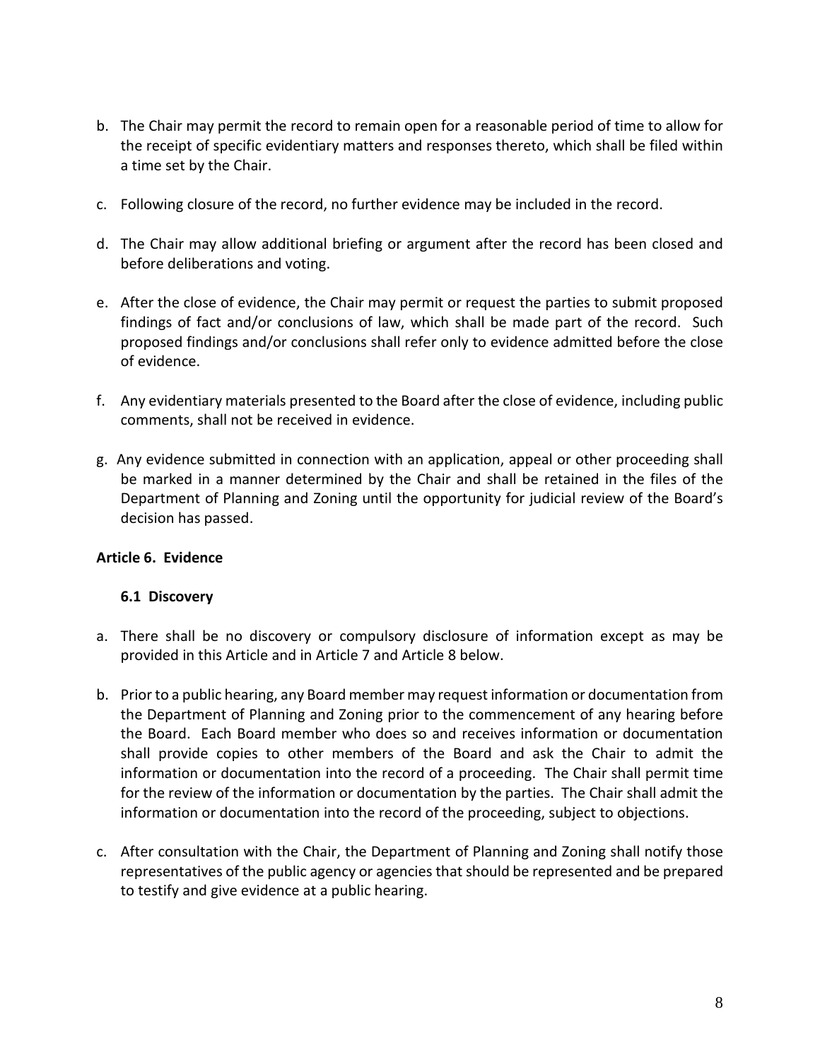b. The Chair may permit the record to remain open for a reasonable period of time to allow for the receipt of specific evidentiary matters and responses thereto, which shall be filed within a time set by the Chair.

c. Following closure of the record, no further evidence may be included in the record.

d. The Chair may allow additional briefing or argument after the record has been closed and before deliberations and voting.

e. After the close of evidence, the Chair may permit or request the parties to submit proposed findings of fact and/or conclusions of law, which shall be made part of the record. Such proposed findings and/or conclusions shall refer only to evidence admitted before the close of evidence.

f. Any evidentiary materials presented to the Board after the close of evidence, including public comments, shall not be received in evidence.

g. Any evidence submitted in connection with an application, appeal or other proceeding shall be marked in a manner determined by the Chair and shall be retained in the files of the Department of Planning and Zoning until the opportunity for judicial review of the Board's decision has passed.

**Article 6. Evidence**

**6.1 Discovery**

a. There shall be no discovery or compulsory disclosure of information except as may be provided in this Article and in Article 7 and Article 8 below.

b. Prior to a public hearing, any Board member may request information or documentation from the Department of Planning and Zoning prior to the commencement of any hearing before the Board. Each Board member who does so and receives information or documentation shall provide copies to other members of the Board and ask the Chair to admit the information or documentation into the record of a proceeding. The Chair shall permit time for the review of the information or documentation by the parties. The Chair shall admit the information or documentation into the record of the proceeding, subject to objections.

c. After consultation with the Chair, the Department of Planning and Zoning shall notify those representatives of the public agency or agencies that should be represented and be prepared to testify and give evidence at a public hearing.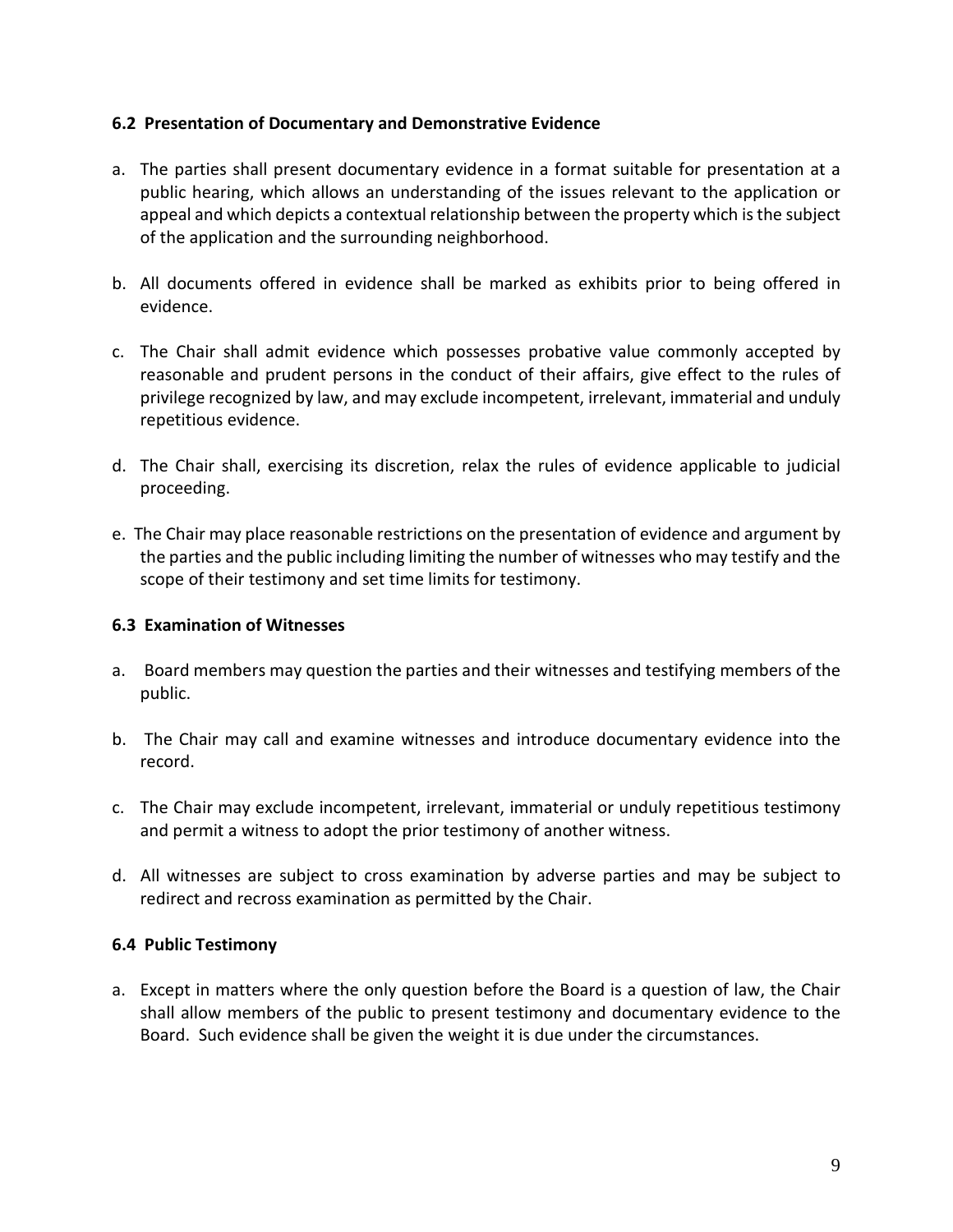### 6.2 Presentation of Documentary and Demonstrative Evidence

a. The parties shall present documentary evidence in a format suitable for presentation at a public hearing, which allows an understanding of the issues relevant to the application or appeal and which depicts a contextual relationship between the property which is the subject of the application and the surrounding neighborhood.

b. All documents offered in evidence shall be marked as exhibits prior to being offered in evidence.

c. The Chair shall admit evidence which possesses probative value commonly accepted by reasonable and prudent persons in the conduct of their affairs, give effect to the rules of privilege recognized by law, and may exclude incompetent, irrelevant, immaterial and unduly repetitious evidence.

d. The Chair shall, exercising its discretion, relax the rules of evidence applicable to judicial proceeding.

e. The Chair may place reasonable restrictions on the presentation of evidence and argument by the parties and the public including limiting the number of witnesses who may testify and the scope of their testimony and set time limits for testimony.

### 6.3 Examination of Witnesses

a. Board members may question the parties and their witnesses and testifying members of the public.

b. The Chair may call and examine witnesses and introduce documentary evidence into the record.

c. The Chair may exclude incompetent, irrelevant, immaterial or unduly repetitious testimony and permit a witness to adopt the prior testimony of another witness.

d. All witnesses are subject to cross examination by adverse parties and may be subject to redirect and recross examination as permitted by the Chair.

### 6.4 Public Testimony

a. Except in matters where the only question before the Board is a question of law, the Chair shall allow members of the public to present testimony and documentary evidence to the Board. Such evidence shall be given the weight it is due under the circumstances.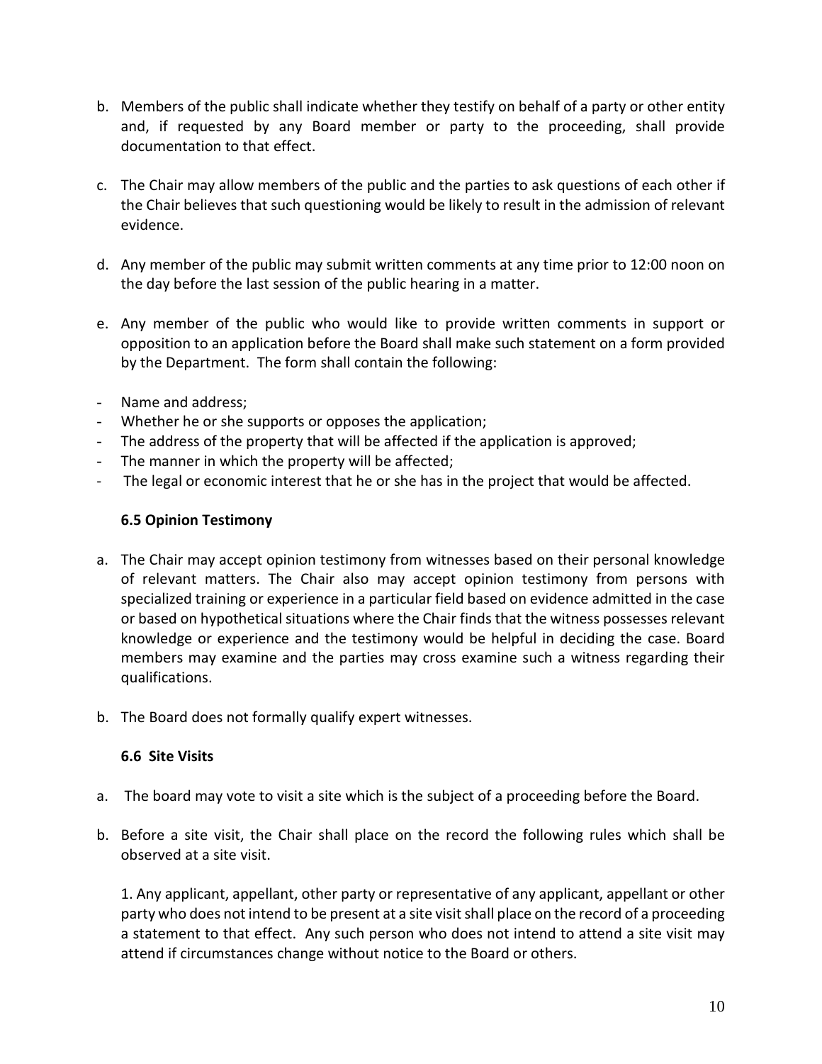b. Members of the public shall indicate whether they testify on behalf of a party or other entity and, if requested by any Board member or party to the proceeding, shall provide documentation to that effect.

c. The Chair may allow members of the public and the parties to ask questions of each other if the Chair believes that such questioning would be likely to result in the admission of relevant evidence.

d. Any member of the public may submit written comments at any time prior to 12:00 noon on the day before the last session of the public hearing in a matter.

e. Any member of the public who would like to provide written comments in support or opposition to an application before the Board shall make such statement on a form provided by the Department. The form shall contain the following:

- Name and address;
- Whether he or she supports or opposes the application;
- The address of the property that will be affected if the application is approved;
- The manner in which the property will be affected;
- The legal or economic interest that he or she has in the project that would be affected.

### 6.5 Opinion Testimony

a. The Chair may accept opinion testimony from witnesses based on their personal knowledge of relevant matters. The Chair also may accept opinion testimony from persons with specialized training or experience in a particular field based on evidence admitted in the case or based on hypothetical situations where the Chair finds that the witness possesses relevant knowledge or experience and the testimony would be helpful in deciding the case. Board members may examine and the parties may cross examine such a witness regarding their qualifications.

b. The Board does not formally qualify expert witnesses.

### 6.6 Site Visits

a. The board may vote to visit a site which is the subject of a proceeding before the Board.

b. Before a site visit, the Chair shall place on the record the following rules which shall be observed at a site visit.

1. Any applicant, appellant, other party or representative of any applicant, appellant or other party who does not intend to be present at a site visit shall place on the record of a proceeding a statement to that effect. Any such person who does not intend to attend a site visit may attend if circumstances change without notice to the Board or others.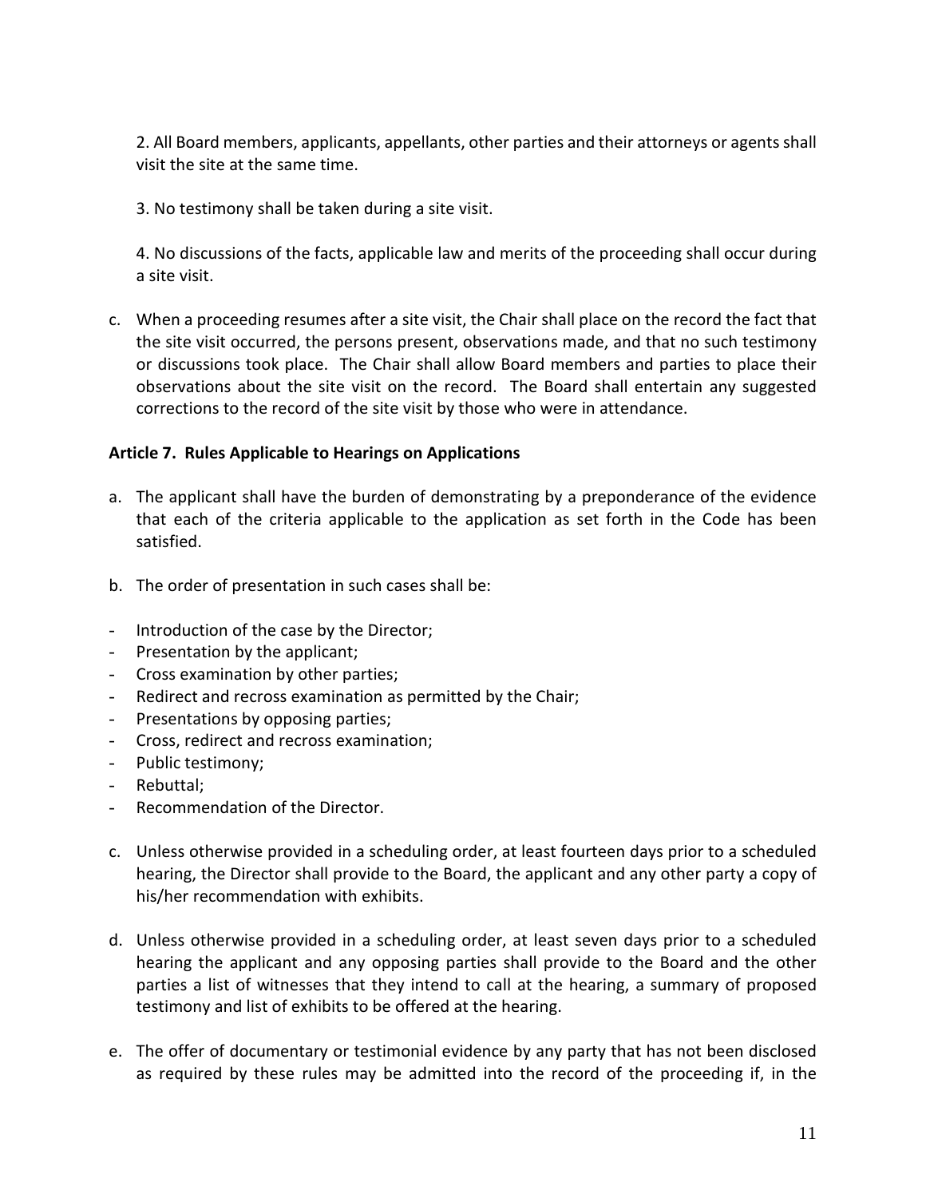2. All Board members, applicants, appellants, other parties and their attorneys or agents shall visit the site at the same time.

3. No testimony shall be taken during a site visit.

4. No discussions of the facts, applicable law and merits of the proceeding shall occur during a site visit.

c. When a proceeding resumes after a site visit, the Chair shall place on the record the fact that the site visit occurred, the persons present, observations made, and that no such testimony or discussions took place. The Chair shall allow Board members and parties to place their observations about the site visit on the record. The Board shall entertain any suggested corrections to the record of the site visit by those who were in attendance.

**Article 7. Rules Applicable to Hearings on Applications**

a. The applicant shall have the burden of demonstrating by a preponderance of the evidence that each of the criteria applicable to the application as set forth in the Code has been satisfied.

b. The order of presentation in such cases shall be:

- Introduction of the case by the Director;
- Presentation by the applicant;
- Cross examination by other parties;
- Redirect and recross examination as permitted by the Chair;
- Presentations by opposing parties;
- Cross, redirect and recross examination;
- Public testimony;
- Rebuttal;
- Recommendation of the Director.

c. Unless otherwise provided in a scheduling order, at least fourteen days prior to a scheduled hearing, the Director shall provide to the Board, the applicant and any other party a copy of his/her recommendation with exhibits.

d. Unless otherwise provided in a scheduling order, at least seven days prior to a scheduled hearing the applicant and any opposing parties shall provide to the Board and the other parties a list of witnesses that they intend to call at the hearing, a summary of proposed testimony and list of exhibits to be offered at the hearing.

e. The offer of documentary or testimonial evidence by any party that has not been disclosed as required by these rules may be admitted into the record of the proceeding if, in the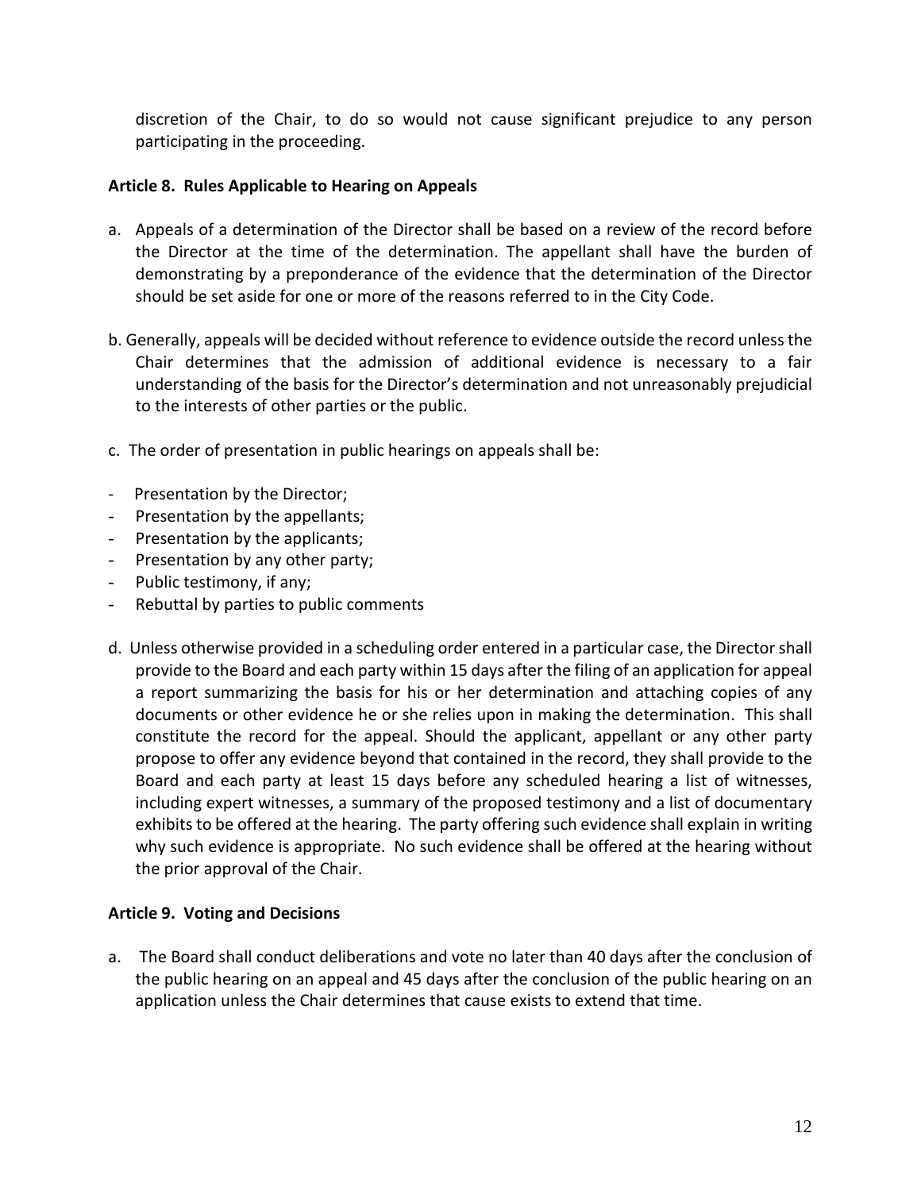discretion of the Chair, to do so would not cause significant prejudice to any person participating in the proceeding.

**Article 8. Rules Applicable to Hearing on Appeals**

a. Appeals of a determination of the Director shall be based on a review of the record before the Director at the time of the determination. The appellant shall have the burden of demonstrating by a preponderance of the evidence that the determination of the Director should be set aside for one or more of the reasons referred to in the City Code.

b. Generally, appeals will be decided without reference to evidence outside the record unless the Chair determines that the admission of additional evidence is necessary to a fair understanding of the basis for the Director's determination and not unreasonably prejudicial to the interests of other parties or the public.

c. The order of presentation in public hearings on appeals shall be:

- Presentation by the Director;
- Presentation by the appellants;
- Presentation by the applicants;
- Presentation by any other party;
- Public testimony, if any;
- Rebuttal by parties to public comments

d. Unless otherwise provided in a scheduling order entered in a particular case, the Director shall provide to the Board and each party within 15 days after the filing of an application for appeal a report summarizing the basis for his or her determination and attaching copies of any documents or other evidence he or she relies upon in making the determination. This shall constitute the record for the appeal. Should the applicant, appellant or any other party propose to offer any evidence beyond that contained in the record, they shall provide to the Board and each party at least 15 days before any scheduled hearing a list of witnesses, including expert witnesses, a summary of the proposed testimony and a list of documentary exhibits to be offered at the hearing. The party offering such evidence shall explain in writing why such evidence is appropriate. No such evidence shall be offered at the hearing without the prior approval of the Chair.

**Article 9. Voting and Decisions**

a. The Board shall conduct deliberations and vote no later than 40 days after the conclusion of the public hearing on an appeal and 45 days after the conclusion of the public hearing on an application unless the Chair determines that cause exists to extend that time.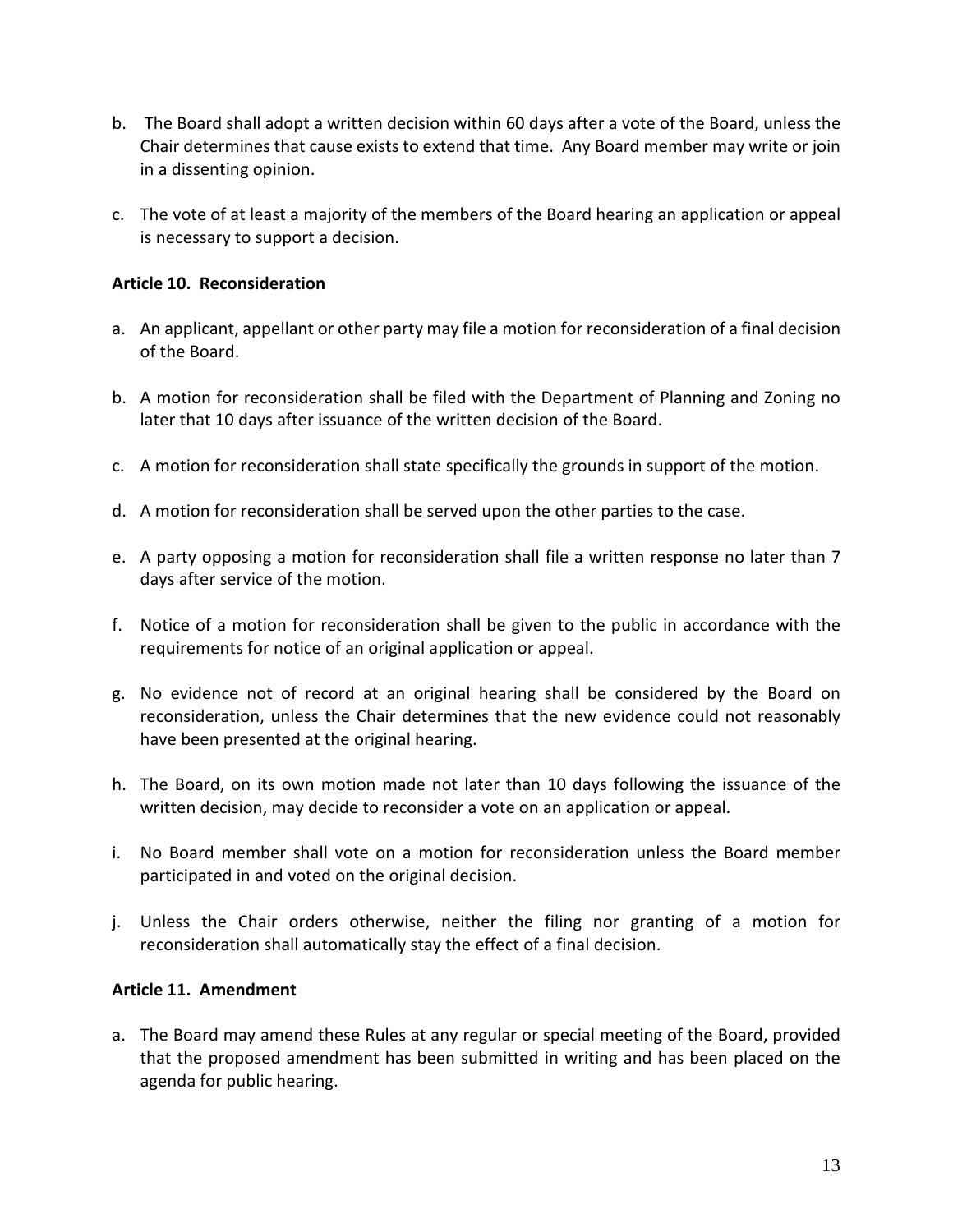b. The Board shall adopt a written decision within 60 days after a vote of the Board, unless the Chair determines that cause exists to extend that time. Any Board member may write or join in a dissenting opinion.

c. The vote of at least a majority of the members of the Board hearing an application or appeal is necessary to support a decision.

**Article 10. Reconsideration**

a. An applicant, appellant or other party may file a motion for reconsideration of a final decision of the Board.

b. A motion for reconsideration shall be filed with the Department of Planning and Zoning no later that 10 days after issuance of the written decision of the Board.

c. A motion for reconsideration shall state specifically the grounds in support of the motion.

d. A motion for reconsideration shall be served upon the other parties to the case.

e. A party opposing a motion for reconsideration shall file a written response no later than 7 days after service of the motion.

f. Notice of a motion for reconsideration shall be given to the public in accordance with the requirements for notice of an original application or appeal.

g. No evidence not of record at an original hearing shall be considered by the Board on reconsideration, unless the Chair determines that the new evidence could not reasonably have been presented at the original hearing.

h. The Board, on its own motion made not later than 10 days following the issuance of the written decision, may decide to reconsider a vote on an application or appeal.

i. No Board member shall vote on a motion for reconsideration unless the Board member participated in and voted on the original decision.

j. Unless the Chair orders otherwise, neither the filing nor granting of a motion for reconsideration shall automatically stay the effect of a final decision.

**Article 11. Amendment**

a. The Board may amend these Rules at any regular or special meeting of the Board, provided that the proposed amendment has been submitted in writing and has been placed on the agenda for public hearing.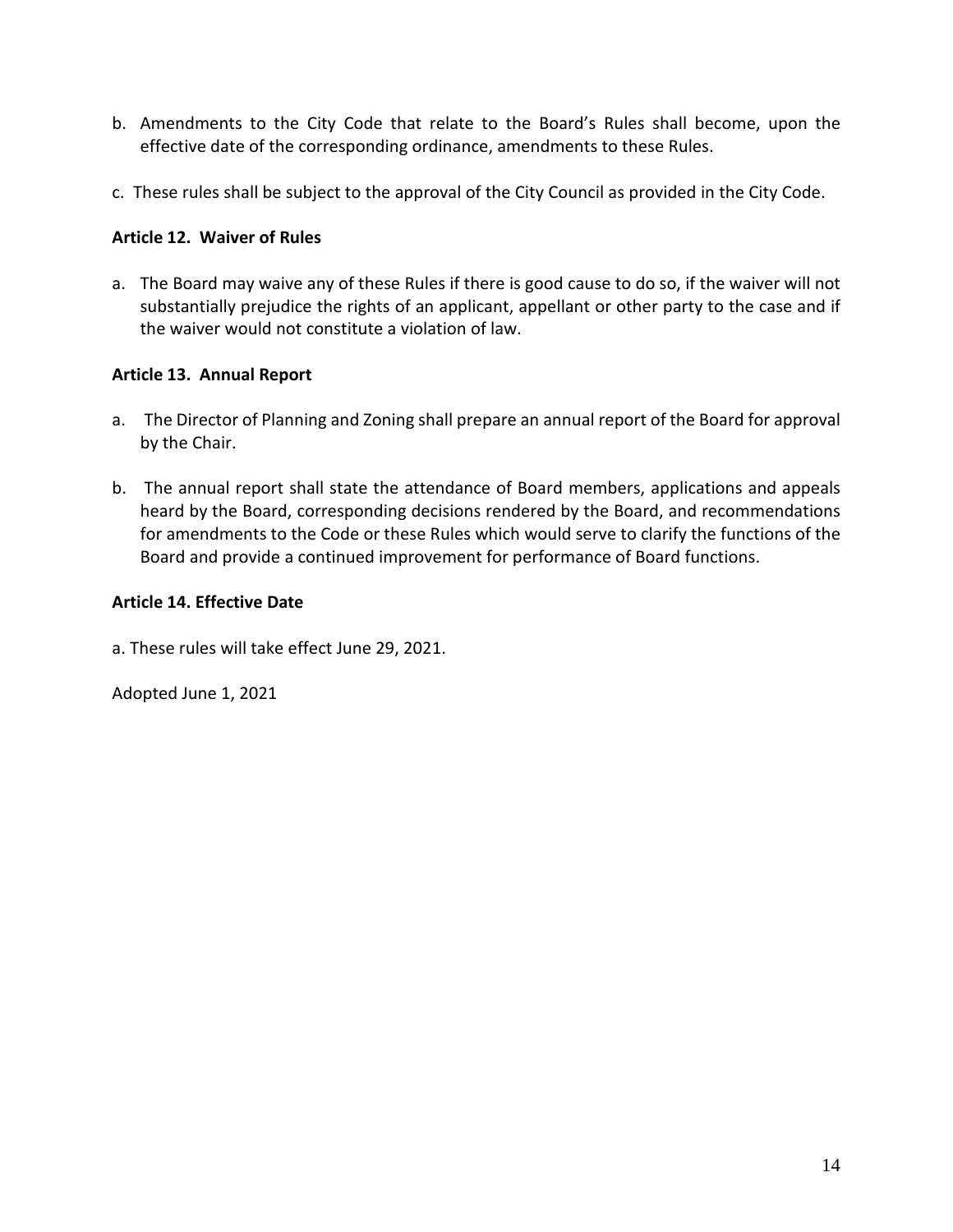b. Amendments to the City Code that relate to the Board's Rules shall become, upon the effective date of the corresponding ordinance, amendments to these Rules.

c. These rules shall be subject to the approval of the City Council as provided in the City Code.

**Article 12. Waiver of Rules**

a. The Board may waive any of these Rules if there is good cause to do so, if the waiver will not substantially prejudice the rights of an applicant, appellant or other party to the case and if the waiver would not constitute a violation of law.

**Article 13. Annual Report**

a. The Director of Planning and Zoning shall prepare an annual report of the Board for approval by the Chair.

b. The annual report shall state the attendance of Board members, applications and appeals heard by the Board, corresponding decisions rendered by the Board, and recommendations for amendments to the Code or these Rules which would serve to clarify the functions of the Board and provide a continued improvement for performance of Board functions.

**Article 14. Effective Date**

a. These rules will take effect June 29, 2021.

Adopted June 1, 2021